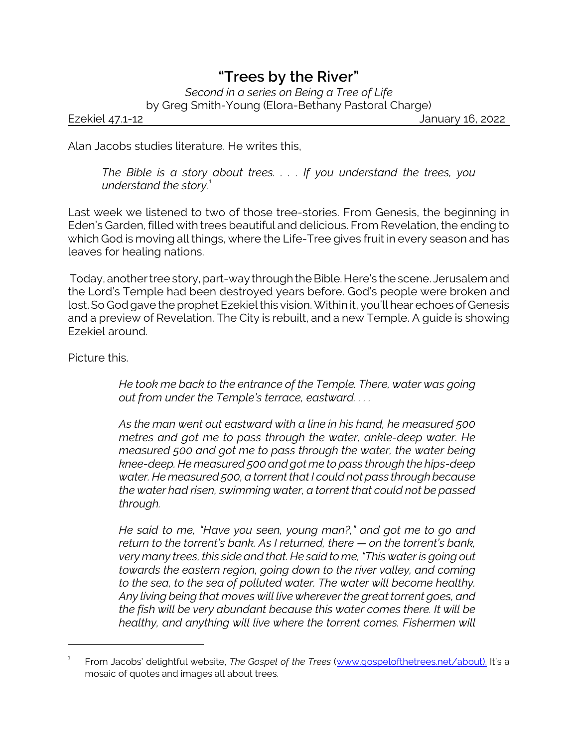# "Trees by the River"

*Second in a series on Being a Tree of Life*
by Greg Smith-Young (Elora-Bethany Pastoral Charge)

Ezekiel 47.1-12 January 16, 2022

Alan Jacobs studies literature. He writes this,

> *The Bible is a story about trees. . . . If you understand the trees, you understand the story.*[1]

Last week we listened to two of those tree-stories. From Genesis, the beginning in Eden's Garden, filled with trees beautiful and delicious. From Revelation, the ending to which God is moving all things, where the Life-Tree gives fruit in every season and has leaves for healing nations.

Today, another tree story, part-way through the Bible. Here's the scene. Jerusalem and the Lord's Temple had been destroyed years before. God's people were broken and lost. So God gave the prophet Ezekiel this vision. Within it, you'll hear echoes of Genesis and a preview of Revelation. The City is rebuilt, and a new Temple. A guide is showing Ezekiel around.

Picture this.

> *He took me back to the entrance of the Temple. There, water was going out from under the Temple's terrace, eastward. . . .*
>
> *As the man went out eastward with a line in his hand, he measured 500 metres and got me to pass through the water, ankle-deep water. He measured 500 and got me to pass through the water, the water being knee-deep. He measured 500 and got me to pass through the hips-deep water. He measured 500, a torrent that I could not pass through because the water had risen, swimming water, a torrent that could not be passed through.*
>
> *He said to me, "Have you seen, young man?," and got me to go and return to the torrent's bank. As I returned, there — on the torrent's bank, very many trees, this side and that. He said to me, "This water is going out towards the eastern region, going down to the river valley, and coming to the sea, to the sea of polluted water. The water will become healthy. Any living being that moves will live wherever the great torrent goes, and the fish will be very abundant because this water comes there. It will be healthy, and anything will live where the torrent comes. Fishermen will*

---

[1] From Jacobs' delightful website, *The Gospel of the Trees* (www.gospelofthetrees.net/about). It's a mosaic of quotes and images all about trees.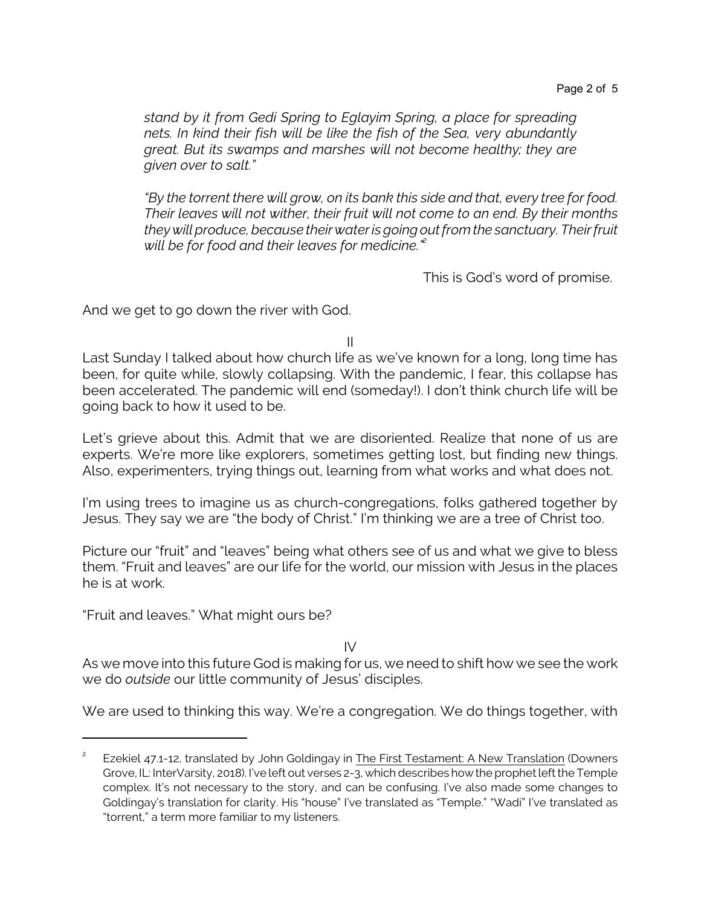*stand by it from Gedi Spring to Eglayim Spring, a place for spreading nets. In kind their fish will be like the fish of the Sea, very abundantly great. But its swamps and marshes will not become healthy; they are given over to salt."*

*"By the torrent there will grow, on its bank this side and that, every tree for food. Their leaves will not wither, their fruit will not come to an end. By their months they will produce, because their water is going out from the sanctuary. Their fruit will be for food and their leaves for medicine."*[2]

This is God's word of promise.

And we get to go down the river with God.

II

Last Sunday I talked about how church life as we've known for a long, long time has been, for quite while, slowly collapsing. With the pandemic, I fear, this collapse has been accelerated. The pandemic will end (someday!). I don't think church life will be going back to how it used to be.

Let's grieve about this. Admit that we are disoriented. Realize that none of us are experts. We're more like explorers, sometimes getting lost, but finding new things. Also, experimenters, trying things out, learning from what works and what does not.

I'm using trees to imagine us as church-congregations, folks gathered together by Jesus. They say we are "the body of Christ." I'm thinking we are a tree of Christ too.

Picture our "fruit" and "leaves" being what others see of us and what we give to bless them. "Fruit and leaves" are our life for the world, our mission with Jesus in the places he is at work.

"Fruit and leaves." What might ours be?

IV

As we move into this future God is making for us, we need to shift how we see the work we do *outside* our little community of Jesus' disciples.

We are used to thinking this way. We're a congregation. We do things together, with

---

[2] Ezekiel 47.1-12, translated by John Goldingay in The First Testament: A New Translation (Downers Grove, IL: InterVarsity, 2018). I've left out verses 2-3, which describes how the prophet left the Temple complex. It's not necessary to the story, and can be confusing. I've also made some changes to Goldingay's translation for clarity. His "house" I've translated as "Temple." "Wadi" I've translated as "torrent," a term more familiar to my listeners.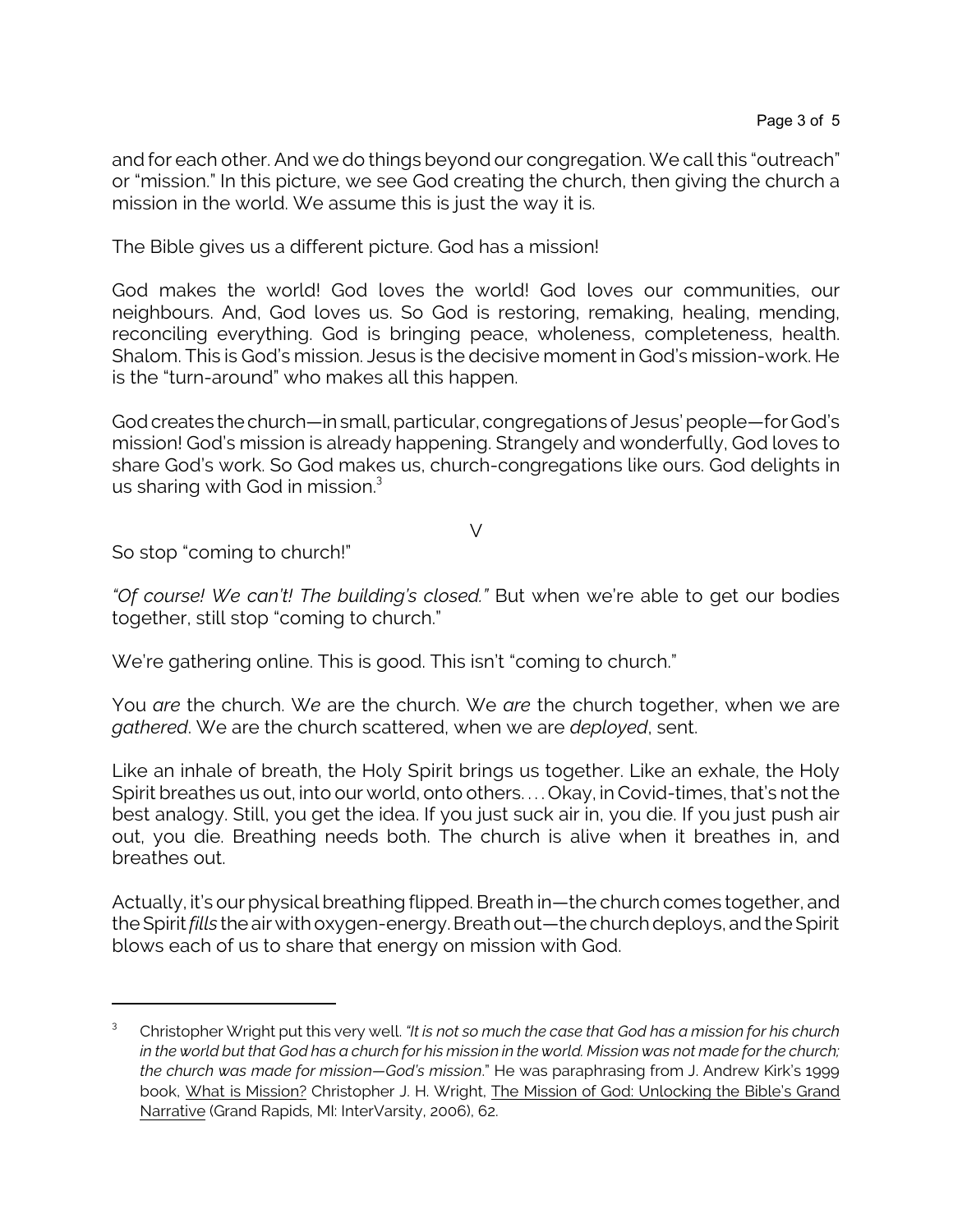and for each other. And we do things beyond our congregation. We call this "outreach" or "mission." In this picture, we see God creating the church, then giving the church a mission in the world. We assume this is just the way it is.

The Bible gives us a different picture. God has a mission!

God makes the world! God loves the world! God loves our communities, our neighbours. And, God loves us. So God is restoring, remaking, healing, mending, reconciling everything. God is bringing peace, wholeness, completeness, health. Shalom. This is God's mission. Jesus is the decisive moment in God's mission-work. He is the "turn-around" who makes all this happen.

God creates the church—in small, particular, congregations of Jesus' people—for God's mission! God's mission is already happening. Strangely and wonderfully, God loves to share God's work. So God makes us, church-congregations like ours. God delights in us sharing with God in mission.[3]

V

So stop "coming to church!"

*"Of course! We can't! The building's closed."* But when we're able to get our bodies together, still stop "coming to church."

We're gathering online. This is good. This isn't "coming to church."

You *are* the church. W*e* are the church. We *are* the church together, when we are *gathered*. We are the church scattered, when we are *deployed*, sent.

Like an inhale of breath, the Holy Spirit brings us together. Like an exhale, the Holy Spirit breathes us out, into our world, onto others. . . . Okay, in Covid-times, that's not the best analogy. Still, you get the idea. If you just suck air in, you die. If you just push air out, you die. Breathing needs both. The church is alive when it breathes in, and breathes out.

Actually, it's our physical breathing flipped. Breath in—the church comes together, and the Spirit *fills* the air with oxygen-energy. Breath out—the church deploys, and the Spirit blows each of us to share that energy on mission with God.

---

[3] Christopher Wright put this very well. *"It is not so much the case that God has a mission for his church in the world but that God has a church for his mission in the world. Mission was not made for the church; the church was made for mission—God's mission*." He was paraphrasing from J. Andrew Kirk's 1999 book, What is Mission? Christopher J. H. Wright, The Mission of God: Unlocking the Bible's Grand Narrative (Grand Rapids, MI: InterVarsity, 2006), 62.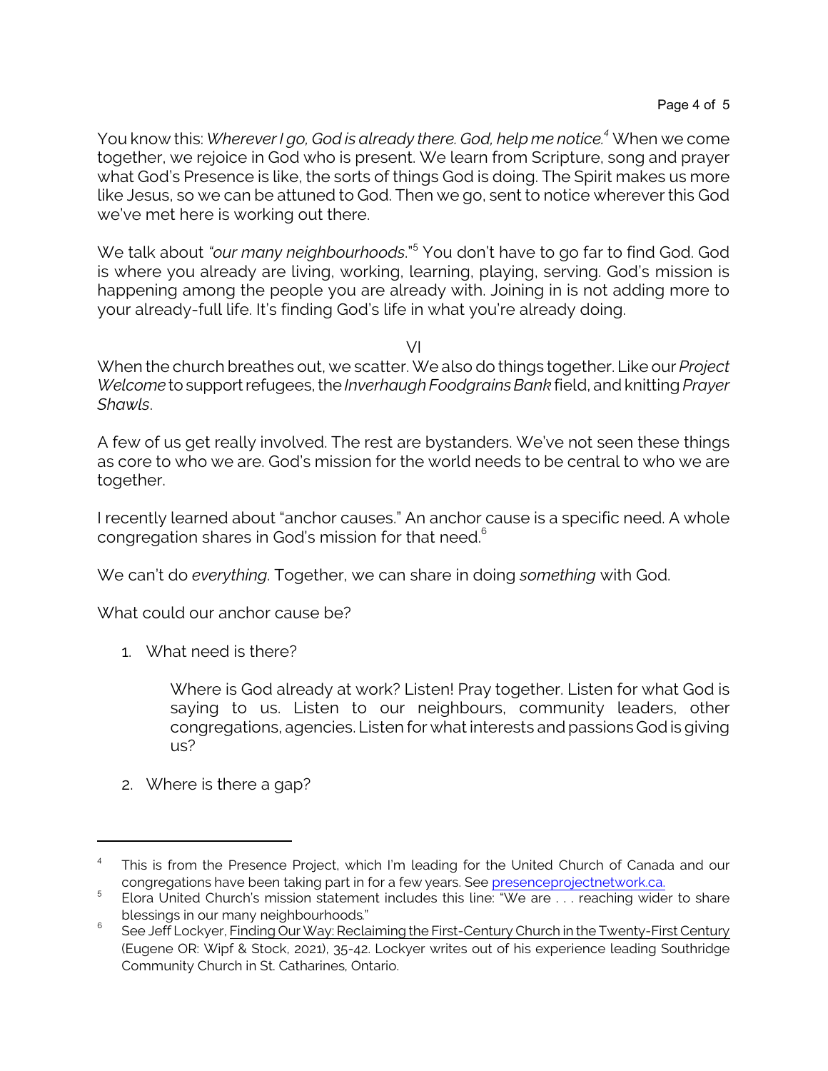You know this: *Wherever I go, God is already there. God, help me notice.*[4] When we come together, we rejoice in God who is present. We learn from Scripture, song and prayer what God's Presence is like, the sorts of things God is doing. The Spirit makes us more like Jesus, so we can be attuned to God. Then we go, sent to notice wherever this God we've met here is working out there.

We talk about *"our many neighbourhoods*."[5] You don't have to go far to find God. God is where you already are living, working, learning, playing, serving. God's mission is happening among the people you are already with. Joining in is not adding more to your already-full life. It's finding God's life in what you're already doing.

VI

When the church breathes out, we scatter. We also do things together. Like our *Project Welcome* to support refugees, the *Inverhaugh Foodgrains Bank* field, and knitting *Prayer Shawls*.

A few of us get really involved. The rest are bystanders. We've not seen these things as core to who we are. God's mission for the world needs to be central to who we are together.

I recently learned about "anchor causes." An anchor cause is a specific need. A whole congregation shares in God's mission for that need.[6]

We can't do *everything*. Together, we can share in doing *something* with God.

What could our anchor cause be?

1. What need is there?

    Where is God already at work? Listen! Pray together. Listen for what God is saying to us. Listen to our neighbours, community leaders, other congregations, agencies. Listen for what interests and passions God is giving us?

2. Where is there a gap?

---

[4] This is from the Presence Project, which I'm leading for the United Church of Canada and our congregations have been taking part in for a few years. See presenceprojectnetwork.ca.

[5] Elora United Church's mission statement includes this line: "We are . . . reaching wider to share blessings in our many neighbourhoods."

[6] See Jeff Lockyer, Finding Our Way: Reclaiming the First-Century Church in the Twenty-First Century (Eugene OR: Wipf & Stock, 2021), 35-42. Lockyer writes out of his experience leading Southridge Community Church in St. Catharines, Ontario.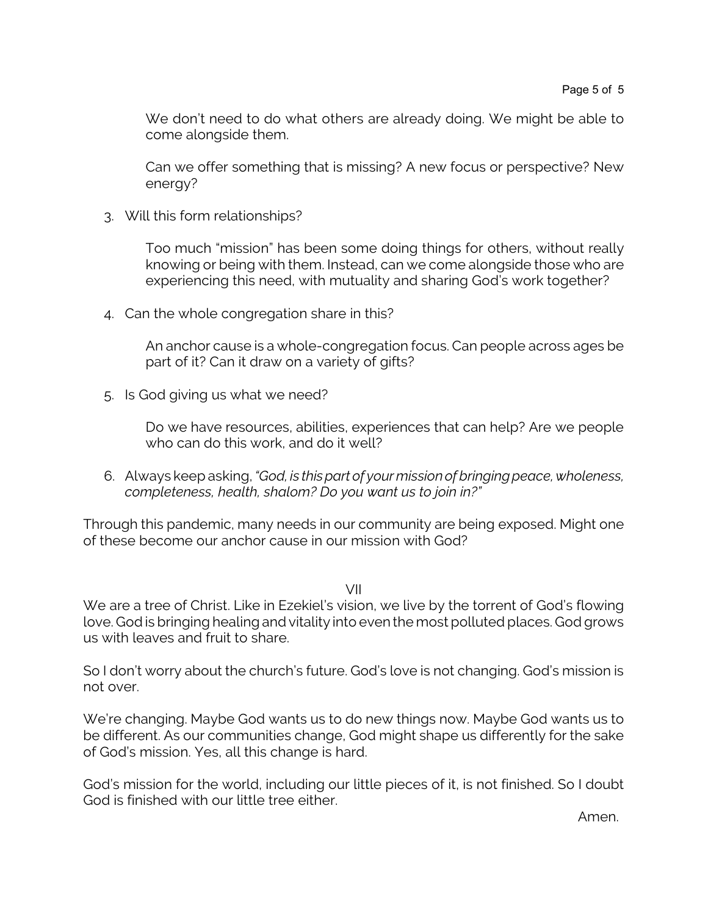We don't need to do what others are already doing. We might be able to come alongside them.

Can we offer something that is missing? A new focus or perspective? New energy?

3. Will this form relationships?

   Too much "mission" has been some doing things for others, without really knowing or being with them. Instead, can we come alongside those who are experiencing this need, with mutuality and sharing God's work together?

4. Can the whole congregation share in this?

   An anchor cause is a whole-congregation focus. Can people across ages be part of it? Can it draw on a variety of gifts?

5. Is God giving us what we need?

   Do we have resources, abilities, experiences that can help? Are we people who can do this work, and do it well?

6. Always keep asking, *"God, is this part of your mission of bringing peace, wholeness, completeness, health, shalom? Do you want us to join in?"*

Through this pandemic, many needs in our community are being exposed. Might one of these become our anchor cause in our mission with God?

VII

We are a tree of Christ. Like in Ezekiel's vision, we live by the torrent of God's flowing love. God is bringing healing and vitality into even the most polluted places. God grows us with leaves and fruit to share.

So I don't worry about the church's future. God's love is not changing. God's mission is not over.

We're changing. Maybe God wants us to do new things now. Maybe God wants us to be different. As our communities change, God might shape us differently for the sake of God's mission. Yes, all this change is hard.

God's mission for the world, including our little pieces of it, is not finished. So I doubt God is finished with our little tree either.

Amen.